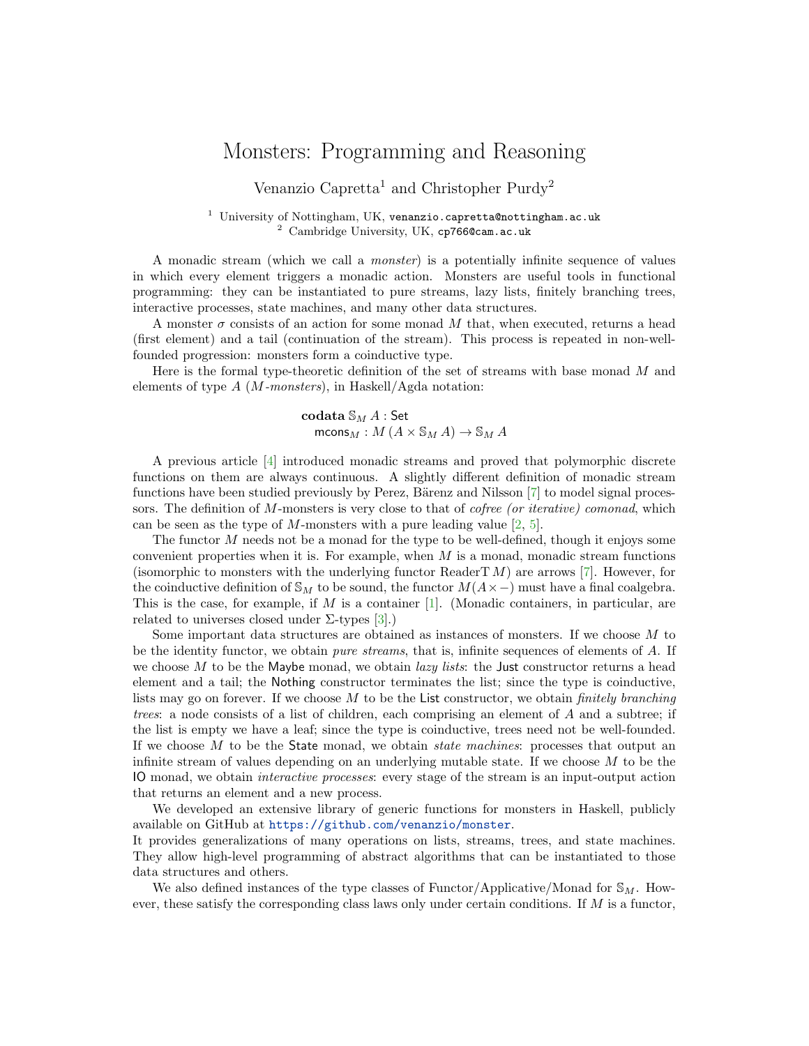# Monsters: Programming and Reasoning

Venanzio Capretta[1] and Christopher Purdy[2]

[1] University of Nottingham, UK, venanzio.capretta@nottingham.ac.uk
[2] Cambridge University, UK, cp766@cam.ac.uk

A monadic stream (which we call a *monster*) is a potentially infinite sequence of values in which every element triggers a monadic action. Monsters are useful tools in functional programming: they can be instantiated to pure streams, lazy lists, finitely branching trees, interactive processes, state machines, and many other data structures.

A monster $\sigma$ consists of an action for some monad $M$ that, when executed, returns a head (first element) and a tail (continuation of the stream). This process is repeated in non-well-founded progression: monsters form a coinductive type.

Here is the formal type-theoretic definition of the set of streams with base monad $M$ and elements of type $A$ (*$M$-monsters*), in Haskell/Agda notation:

$$\begin{array}{l}\textbf{codata}\ \mathbb{S}_M\ A : \mathsf{Set} \\ \quad \mathsf{mcons}_M : M\,(A \times \mathbb{S}_M\ A) \to \mathbb{S}_M\ A\end{array}$$

A previous article [4] introduced monadic streams and proved that polymorphic discrete functions on them are always continuous. A slightly different definition of monadic stream functions have been studied previously by Perez, Bärenz and Nilsson [7] to model signal processors. The definition of $M$-monsters is very close to that of *cofree (or iterative) comonad*, which can be seen as the type of $M$-monsters with a pure leading value [2, 5].

The functor $M$ needs not be a monad for the type to be well-defined, though it enjoys some convenient properties when it is. For example, when $M$ is a monad, monadic stream functions (isomorphic to monsters with the underlying functor $\mathrm{ReaderT}\,M$) are arrows [7]. However, for the coinductive definition of $\mathbb{S}_M$ to be sound, the functor $M(A\times-)$ must have a final coalgebra. This is the case, for example, if $M$ is a container [1]. (Monadic containers, in particular, are related to universes closed under $\Sigma$-types [3].)

Some important data structures are obtained as instances of monsters. If we choose $M$ to be the identity functor, we obtain *pure streams*, that is, infinite sequences of elements of $A$. If we choose $M$ to be the Maybe monad, we obtain *lazy lists*: the Just constructor returns a head element and a tail; the Nothing constructor terminates the list; since the type is coinductive, lists may go on forever. If we choose $M$ to be the List constructor, we obtain *finitely branching trees*: a node consists of a list of children, each comprising an element of $A$ and a subtree; if the list is empty we have a leaf; since the type is coinductive, trees need not be well-founded. If we choose $M$ to be the State monad, we obtain *state machines*: processes that output an infinite stream of values depending on an underlying mutable state. If we choose $M$ to be the IO monad, we obtain *interactive processes*: every stage of the stream is an input-output action that returns an element and a new process.

We developed an extensive library of generic functions for monsters in Haskell, publicly available on GitHub at https://github.com/venanzio/monster.
It provides generalizations of many operations on lists, streams, trees, and state machines. They allow high-level programming of abstract algorithms that can be instantiated to those data structures and others.

We also defined instances of the type classes of Functor/Applicative/Monad for $\mathbb{S}_M$. However, these satisfy the corresponding class laws only under certain conditions. If $M$ is a functor,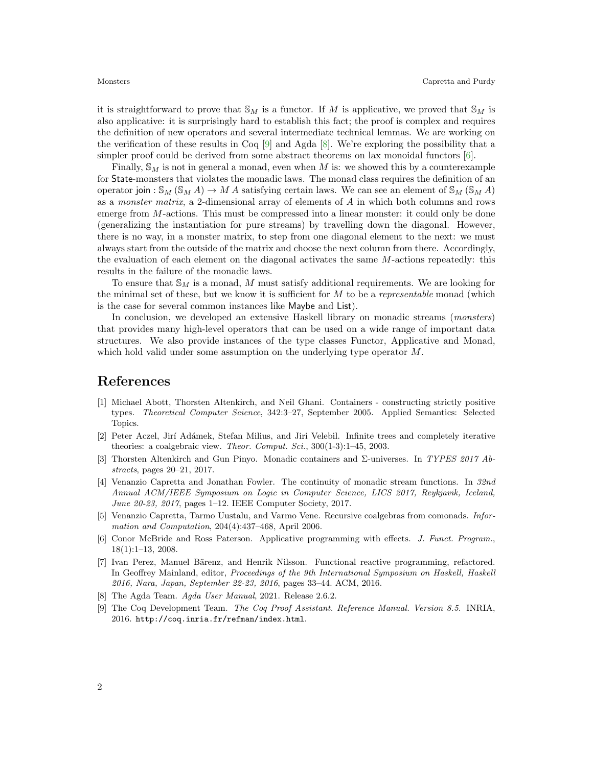it is straightforward to prove that $\mathbb{S}_M$ is a functor. If $M$ is applicative, we proved that $\mathbb{S}_M$ is also applicative: it is surprisingly hard to establish this fact; the proof is complex and requires the definition of new operators and several intermediate technical lemmas. We are working on the verification of these results in Coq [9] and Agda [8]. We're exploring the possibility that a simpler proof could be derived from some abstract theorems on lax monoidal functors [6].

Finally, $\mathbb{S}_M$ is not in general a monad, even when $M$ is: we showed this by a counterexample for State-monsters that violates the monadic laws. The monad class requires the definition of an operator $\mathsf{join} : \mathbb{S}_M\ (\mathbb{S}_M\ A) \to M\ A$ satisfying certain laws. We can see an element of $\mathbb{S}_M\ (\mathbb{S}_M\ A)$ as a *monster matrix*, a 2-dimensional array of elements of $A$ in which both columns and rows emerge from $M$-actions. This must be compressed into a linear monster: it could only be done (generalizing the instantiation for pure streams) by travelling down the diagonal. However, there is no way, in a monster matrix, to step from one diagonal element to the next: we must always start from the outside of the matrix and choose the next column from there. Accordingly, the evaluation of each element on the diagonal activates the same $M$-actions repeatedly: this results in the failure of the monadic laws.

To ensure that $\mathbb{S}_M$ is a monad, $M$ must satisfy additional requirements. We are looking for the minimal set of these, but we know it is sufficient for $M$ to be a *representable* monad (which is the case for several common instances like Maybe and List).

In conclusion, we developed an extensive Haskell library on monadic streams (*monsters*) that provides many high-level operators that can be used on a wide range of important data structures. We also provide instances of the type classes Functor, Applicative and Monad, which hold valid under some assumption on the underlying type operator $M$.

# References

[1] Michael Abott, Thorsten Altenkirch, and Neil Ghani. Containers - constructing strictly positive types. *Theoretical Computer Science*, 342:3–27, September 2005. Applied Semantics: Selected Topics.

[2] Peter Aczel, Jirí Adámek, Stefan Milius, and Jiri Velebil. Infinite trees and completely iterative theories: a coalgebraic view. *Theor. Comput. Sci.*, 300(1-3):1–45, 2003.

[3] Thorsten Altenkirch and Gun Pinyo. Monadic containers and Σ-universes. In *TYPES 2017 Abstracts*, pages 20–21, 2017.

[4] Venanzio Capretta and Jonathan Fowler. The continuity of monadic stream functions. In *32nd Annual ACM/IEEE Symposium on Logic in Computer Science, LICS 2017, Reykjavik, Iceland, June 20-23, 2017*, pages 1–12. IEEE Computer Society, 2017.

[5] Venanzio Capretta, Tarmo Uustalu, and Varmo Vene. Recursive coalgebras from comonads. *Information and Computation*, 204(4):437–468, April 2006.

[6] Conor McBride and Ross Paterson. Applicative programming with effects. *J. Funct. Program.*, 18(1):1–13, 2008.

[7] Ivan Perez, Manuel Bärenz, and Henrik Nilsson. Functional reactive programming, refactored. In Geoffrey Mainland, editor, *Proceedings of the 9th International Symposium on Haskell, Haskell 2016, Nara, Japan, September 22-23, 2016*, pages 33–44. ACM, 2016.

[8] The Agda Team. *Agda User Manual*, 2021. Release 2.6.2.

[9] The Coq Development Team. *The Coq Proof Assistant. Reference Manual. Version 8.5*. INRIA, 2016. http://coq.inria.fr/refman/index.html.